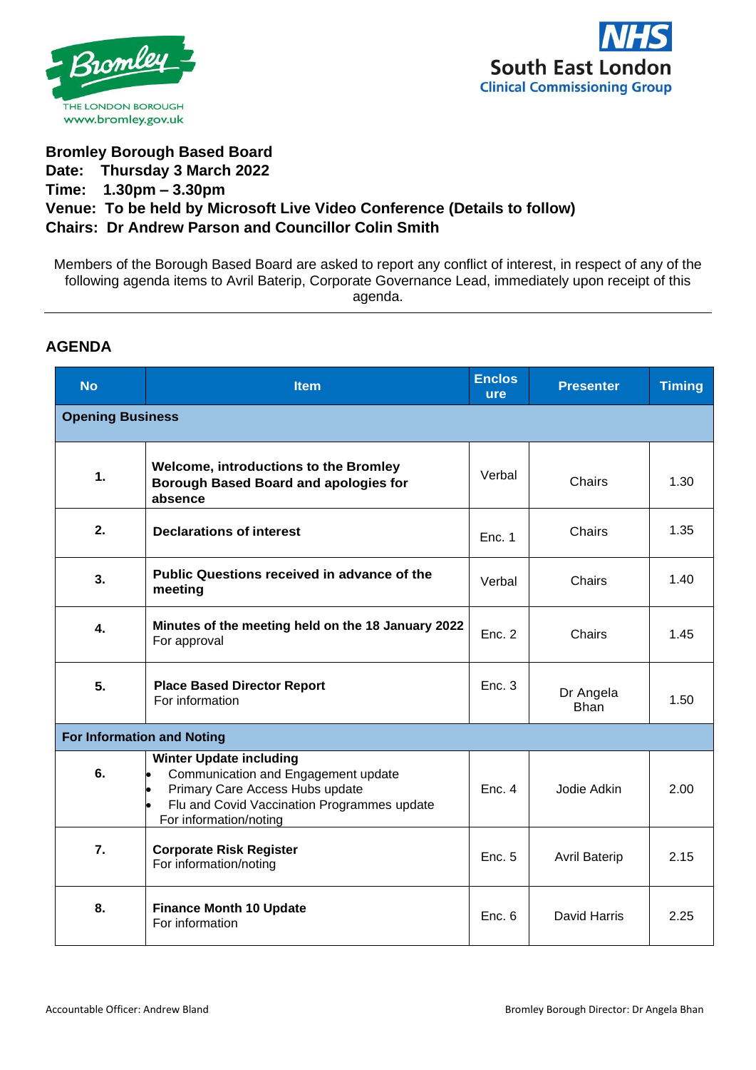THE LONDON BOROUGH
www.bromley.gov.uk

NHS
South East London
Clinical Commissioning Group

**Bromley Borough Based Board**
**Date: Thursday 3 March 2022**
**Time: 1.30pm – 3.30pm**
**Venue: To be held by Microsoft Live Video Conference (Details to follow)**
**Chairs: Dr Andrew Parson and Councillor Colin Smith**

Members of the Borough Based Board are asked to report any conflict of interest, in respect of any of the following agenda items to Avril Baterip, Corporate Governance Lead, immediately upon receipt of this agenda.

## AGENDA

| No | Item | Enclosure | Presenter | Timing |
|---|---|---|---|---|
| **Opening Business** | | | | |
| 1. | **Welcome, introductions to the Bromley Borough Based Board and apologies for absence** | Verbal | Chairs | 1.30 |
| 2. | **Declarations of interest** | Enc. 1 | Chairs | 1.35 |
| 3. | **Public Questions received in advance of the meeting** | Verbal | Chairs | 1.40 |
| 4. | **Minutes of the meeting held on the 18 January 2022** For approval | Enc. 2 | Chairs | 1.45 |
| 5. | **Place Based Director Report** For information | Enc. 3 | Dr Angela Bhan | 1.50 |
| **For Information and Noting** | | | | |
| 6. | **Winter Update including** <br>• Communication and Engagement update <br>• Primary Care Access Hubs update <br>• Flu and Covid Vaccination Programmes update <br>For information/noting | Enc. 4 | Jodie Adkin | 2.00 |
| 7. | **Corporate Risk Register** For information/noting | Enc. 5 | Avril Baterip | 2.15 |
| 8. | **Finance Month 10 Update** For information | Enc. 6 | David Harris | 2.25 |

Accountable Officer: Andrew Bland

Bromley Borough Director: Dr Angela Bhan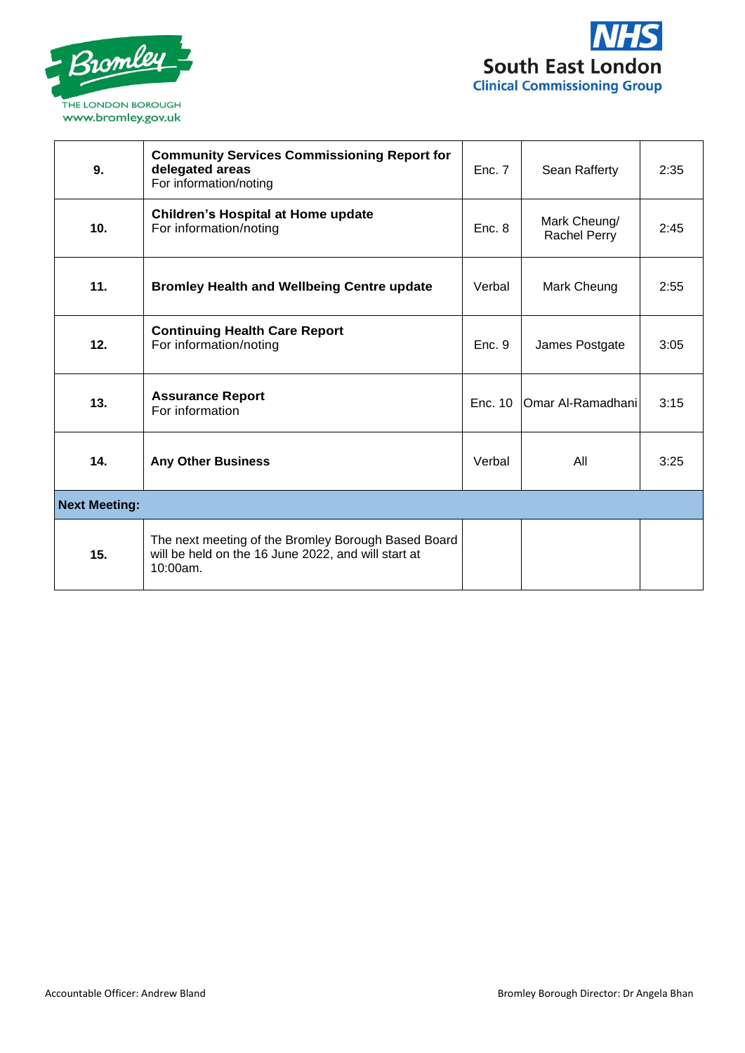| | | | | |
|---|---|---|---|---|
| **9.** | **Community Services Commissioning Report for delegated areas**<br>For information/noting | Enc. 7 | Sean Rafferty | 2:35 |
| **10.** | **Children's Hospital at Home update**<br>For information/noting | Enc. 8 | Mark Cheung/ Rachel Perry | 2:45 |
| **11.** | **Bromley Health and Wellbeing Centre update** | Verbal | Mark Cheung | 2:55 |
| **12.** | **Continuing Health Care Report**<br>For information/noting | Enc. 9 | James Postgate | 3:05 |
| **13.** | **Assurance Report**<br>For information | Enc. 10 | Omar Al-Ramadhani | 3:15 |
| **14.** | **Any Other Business** | Verbal | All | 3:25 |
| **Next Meeting:** | | | | |
| **15.** | The next meeting of the Bromley Borough Based Board will be held on the 16 June 2022, and will start at 10:00am. | | | |

Accountable Officer: Andrew Bland

Bromley Borough Director: Dr Angela Bhan